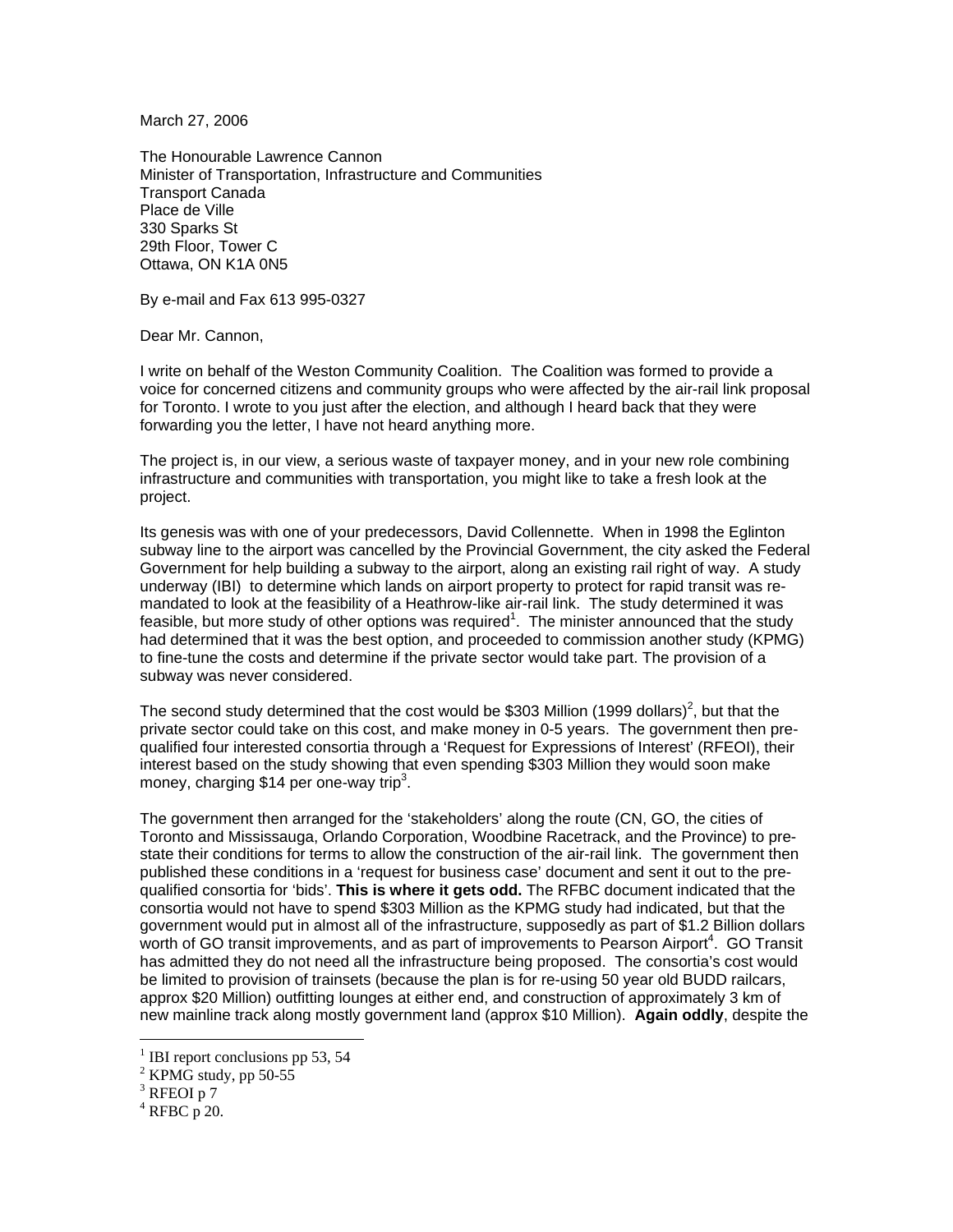March 27, 2006

The Honourable Lawrence Cannon
Minister of Transportation, Infrastructure and Communities
Transport Canada
Place de Ville
330 Sparks St
29th Floor, Tower C
Ottawa, ON K1A 0N5

By e-mail and Fax 613 995-0327

Dear Mr. Cannon,

I write on behalf of the Weston Community Coalition. The Coalition was formed to provide a voice for concerned citizens and community groups who were affected by the air-rail link proposal for Toronto. I wrote to you just after the election, and although I heard back that they were forwarding you the letter, I have not heard anything more.

The project is, in our view, a serious waste of taxpayer money, and in your new role combining infrastructure and communities with transportation, you might like to take a fresh look at the project.

Its genesis was with one of your predecessors, David Collennette. When in 1998 the Eglinton subway line to the airport was cancelled by the Provincial Government, the city asked the Federal Government for help building a subway to the airport, along an existing rail right of way. A study underway (IBI) to determine which lands on airport property to protect for rapid transit was re-mandated to look at the feasibility of a Heathrow-like air-rail link. The study determined it was feasible, but more study of other options was required[1]. The minister announced that the study had determined that it was the best option, and proceeded to commission another study (KPMG) to fine-tune the costs and determine if the private sector would take part. The provision of a subway was never considered.

The second study determined that the cost would be $303 Million (1999 dollars)[2], but that the private sector could take on this cost, and make money in 0-5 years. The government then pre-qualified four interested consortia through a 'Request for Expressions of Interest' (RFEOI), their interest based on the study showing that even spending $303 Million they would soon make money, charging $14 per one-way trip[3].

The government then arranged for the 'stakeholders' along the route (CN, GO, the cities of Toronto and Mississauga, Orlando Corporation, Woodbine Racetrack, and the Province) to pre-state their conditions for terms to allow the construction of the air-rail link. The government then published these conditions in a 'request for business case' document and sent it out to the pre-qualified consortia for 'bids'. **This is where it gets odd.** The RFBC document indicated that the consortia would not have to spend $303 Million as the KPMG study had indicated, but that the government would put in almost all of the infrastructure, supposedly as part of $1.2 Billion dollars worth of GO transit improvements, and as part of improvements to Pearson Airport[4]. GO Transit has admitted they do not need all the infrastructure being proposed. The consortia's cost would be limited to provision of trainsets (because the plan is for re-using 50 year old BUDD railcars, approx $20 Million) outfitting lounges at either end, and construction of approximately 3 km of new mainline track along mostly government land (approx $10 Million). **Again oddly**, despite the

[1] IBI report conclusions pp 53, 54
[2] KPMG study, pp 50-55
[3] RFEOI p 7
[4] RFBC p 20.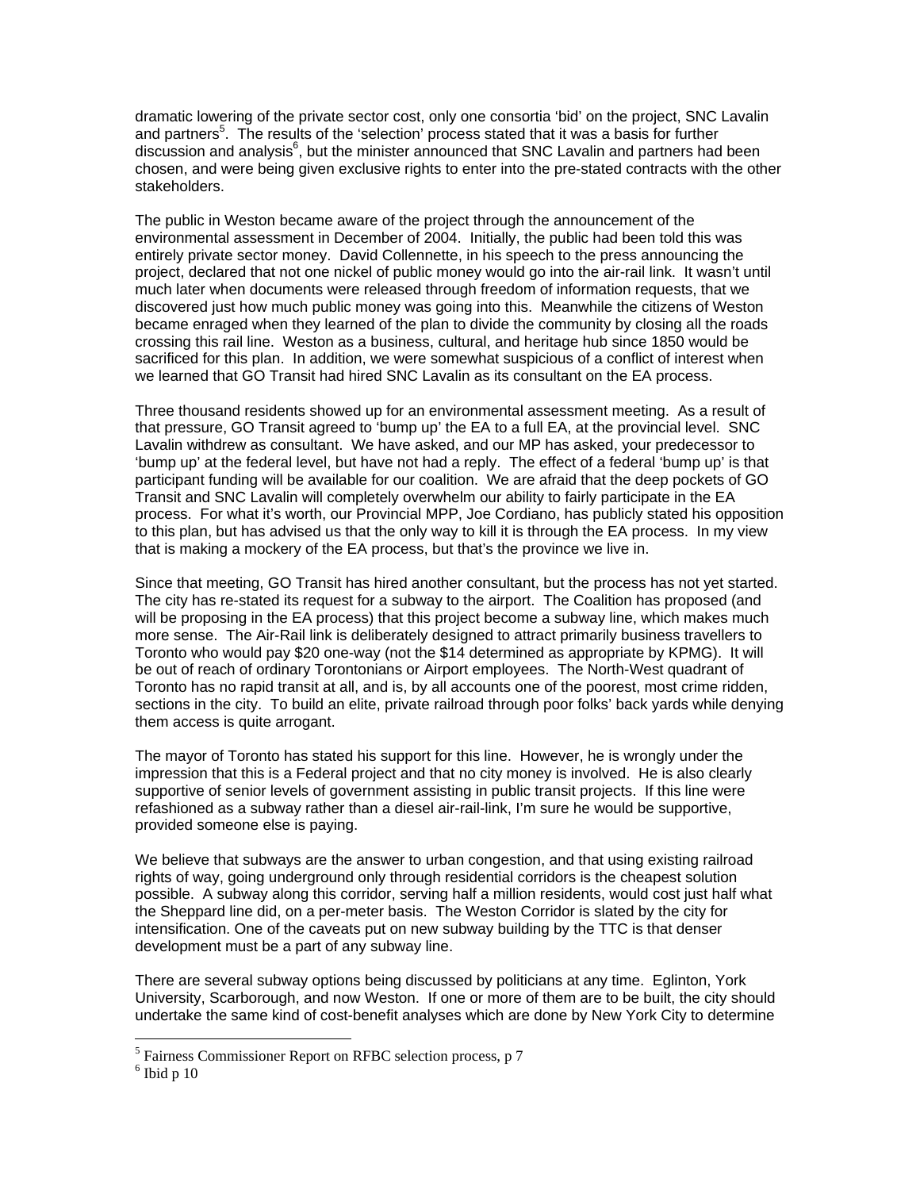dramatic lowering of the private sector cost, only one consortia 'bid' on the project, SNC Lavalin and partners[5]. The results of the 'selection' process stated that it was a basis for further discussion and analysis[6], but the minister announced that SNC Lavalin and partners had been chosen, and were being given exclusive rights to enter into the pre-stated contracts with the other stakeholders.

The public in Weston became aware of the project through the announcement of the environmental assessment in December of 2004. Initially, the public had been told this was entirely private sector money. David Collennette, in his speech to the press announcing the project, declared that not one nickel of public money would go into the air-rail link. It wasn't until much later when documents were released through freedom of information requests, that we discovered just how much public money was going into this. Meanwhile the citizens of Weston became enraged when they learned of the plan to divide the community by closing all the roads crossing this rail line. Weston as a business, cultural, and heritage hub since 1850 would be sacrificed for this plan. In addition, we were somewhat suspicious of a conflict of interest when we learned that GO Transit had hired SNC Lavalin as its consultant on the EA process.

Three thousand residents showed up for an environmental assessment meeting. As a result of that pressure, GO Transit agreed to 'bump up' the EA to a full EA, at the provincial level. SNC Lavalin withdrew as consultant. We have asked, and our MP has asked, your predecessor to 'bump up' at the federal level, but have not had a reply. The effect of a federal 'bump up' is that participant funding will be available for our coalition. We are afraid that the deep pockets of GO Transit and SNC Lavalin will completely overwhelm our ability to fairly participate in the EA process. For what it's worth, our Provincial MPP, Joe Cordiano, has publicly stated his opposition to this plan, but has advised us that the only way to kill it is through the EA process. In my view that is making a mockery of the EA process, but that's the province we live in.

Since that meeting, GO Transit has hired another consultant, but the process has not yet started. The city has re-stated its request for a subway to the airport. The Coalition has proposed (and will be proposing in the EA process) that this project become a subway line, which makes much more sense. The Air-Rail link is deliberately designed to attract primarily business travellers to Toronto who would pay $20 one-way (not the $14 determined as appropriate by KPMG). It will be out of reach of ordinary Torontonians or Airport employees. The North-West quadrant of Toronto has no rapid transit at all, and is, by all accounts one of the poorest, most crime ridden, sections in the city. To build an elite, private railroad through poor folks' back yards while denying them access is quite arrogant.

The mayor of Toronto has stated his support for this line. However, he is wrongly under the impression that this is a Federal project and that no city money is involved. He is also clearly supportive of senior levels of government assisting in public transit projects. If this line were refashioned as a subway rather than a diesel air-rail-link, I'm sure he would be supportive, provided someone else is paying.

We believe that subways are the answer to urban congestion, and that using existing railroad rights of way, going underground only through residential corridors is the cheapest solution possible. A subway along this corridor, serving half a million residents, would cost just half what the Sheppard line did, on a per-meter basis. The Weston Corridor is slated by the city for intensification. One of the caveats put on new subway building by the TTC is that denser development must be a part of any subway line.

There are several subway options being discussed by politicians at any time. Eglinton, York University, Scarborough, and now Weston. If one or more of them are to be built, the city should undertake the same kind of cost-benefit analyses which are done by New York City to determine

---

[5] Fairness Commissioner Report on RFBC selection process, p 7

[6] Ibid p 10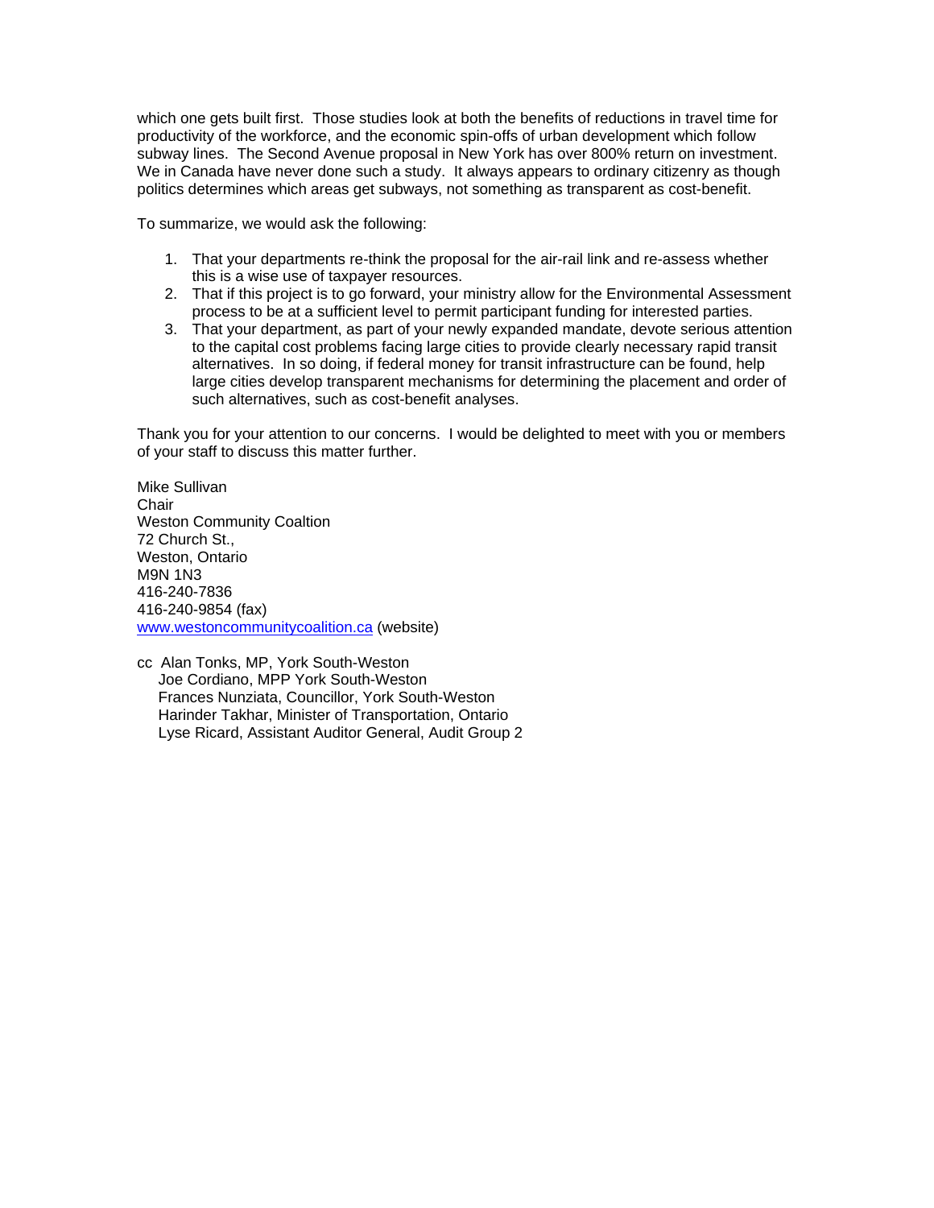which one gets built first. Those studies look at both the benefits of reductions in travel time for productivity of the workforce, and the economic spin-offs of urban development which follow subway lines. The Second Avenue proposal in New York has over 800% return on investment. We in Canada have never done such a study. It always appears to ordinary citizenry as though politics determines which areas get subways, not something as transparent as cost-benefit.

To summarize, we would ask the following:

1. That your departments re-think the proposal for the air-rail link and re-assess whether this is a wise use of taxpayer resources.
2. That if this project is to go forward, your ministry allow for the Environmental Assessment process to be at a sufficient level to permit participant funding for interested parties.
3. That your department, as part of your newly expanded mandate, devote serious attention to the capital cost problems facing large cities to provide clearly necessary rapid transit alternatives. In so doing, if federal money for transit infrastructure can be found, help large cities develop transparent mechanisms for determining the placement and order of such alternatives, such as cost-benefit analyses.

Thank you for your attention to our concerns. I would be delighted to meet with you or members of your staff to discuss this matter further.

Mike Sullivan
Chair
Weston Community Coaltion
72 Church St.,
Weston, Ontario
M9N 1N3
416-240-7836
416-240-9854 (fax)
www.westoncommunitycoalition.ca (website)

cc Alan Tonks, MP, York South-Weston
Joe Cordiano, MPP York South-Weston
Frances Nunziata, Councillor, York South-Weston
Harinder Takhar, Minister of Transportation, Ontario
Lyse Ricard, Assistant Auditor General, Audit Group 2